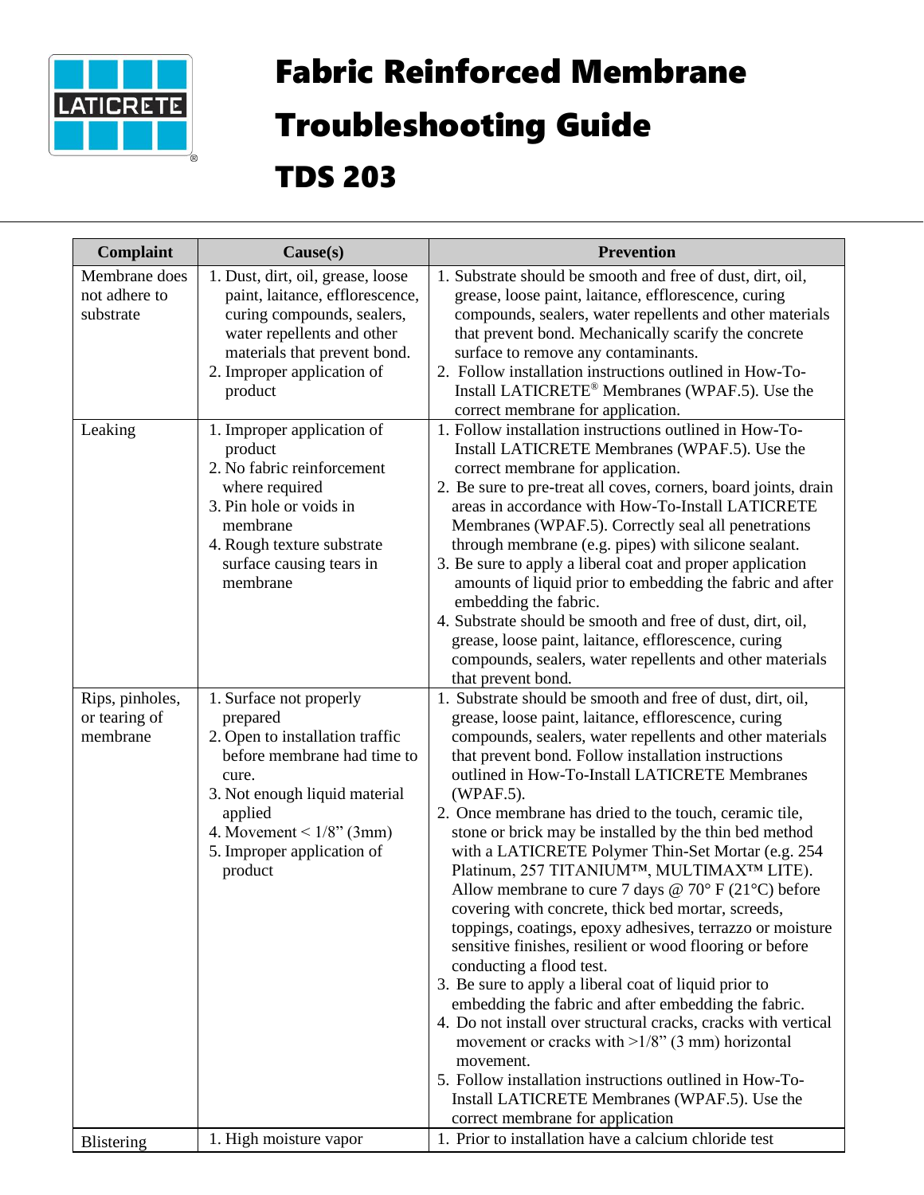# Fabric Reinforced Membrane Troubleshooting Guide

# TDS 203

| Complaint | Cause(s) | Prevention |
|---|---|---|
| Membrane does not adhere to substrate | 1. Dust, dirt, oil, grease, loose paint, laitance, efflorescence, curing compounds, sealers, water repellents and other materials that prevent bond.<br>2. Improper application of product | 1. Substrate should be smooth and free of dust, dirt, oil, grease, loose paint, laitance, efflorescence, curing compounds, sealers, water repellents and other materials that prevent bond. Mechanically scarify the concrete surface to remove any contaminants.<br>2. Follow installation instructions outlined in How-To-Install LATICRETE® Membranes (WPAF.5). Use the correct membrane for application. |
| Leaking | 1. Improper application of product<br>2. No fabric reinforcement where required<br>3. Pin hole or voids in membrane<br>4. Rough texture substrate surface causing tears in membrane | 1. Follow installation instructions outlined in How-To-Install LATICRETE Membranes (WPAF.5). Use the correct membrane for application.<br>2. Be sure to pre-treat all coves, corners, board joints, drain areas in accordance with How-To-Install LATICRETE Membranes (WPAF.5). Correctly seal all penetrations through membrane (e.g. pipes) with silicone sealant.<br>3. Be sure to apply a liberal coat and proper application amounts of liquid prior to embedding the fabric and after embedding the fabric.<br>4. Substrate should be smooth and free of dust, dirt, oil, grease, loose paint, laitance, efflorescence, curing compounds, sealers, water repellents and other materials that prevent bond. |
| Rips, pinholes, or tearing of membrane | 1. Surface not properly prepared<br>2. Open to installation traffic before membrane had time to cure.<br>3. Not enough liquid material applied<br>4. Movement < 1/8" (3mm)<br>5. Improper application of product | 1. Substrate should be smooth and free of dust, dirt, oil, grease, loose paint, laitance, efflorescence, curing compounds, sealers, water repellents and other materials that prevent bond. Follow installation instructions outlined in How-To-Install LATICRETE Membranes (WPAF.5).<br>2. Once membrane has dried to the touch, ceramic tile, stone or brick may be installed by the thin bed method with a LATICRETE Polymer Thin-Set Mortar (e.g. 254 Platinum, 257 TITANIUM™, MULTIMAX™ LITE). Allow membrane to cure 7 days @ 70° F (21°C) before covering with concrete, thick bed mortar, screeds, toppings, coatings, epoxy adhesives, terrazzo or moisture sensitive finishes, resilient or wood flooring or before conducting a flood test.<br>3. Be sure to apply a liberal coat of liquid prior to embedding the fabric and after embedding the fabric.<br>4. Do not install over structural cracks, cracks with vertical movement or cracks with >1/8" (3 mm) horizontal movement.<br>5. Follow installation instructions outlined in How-To-Install LATICRETE Membranes (WPAF.5). Use the correct membrane for application |
| Blistering | 1. High moisture vapor | 1. Prior to installation have a calcium chloride test |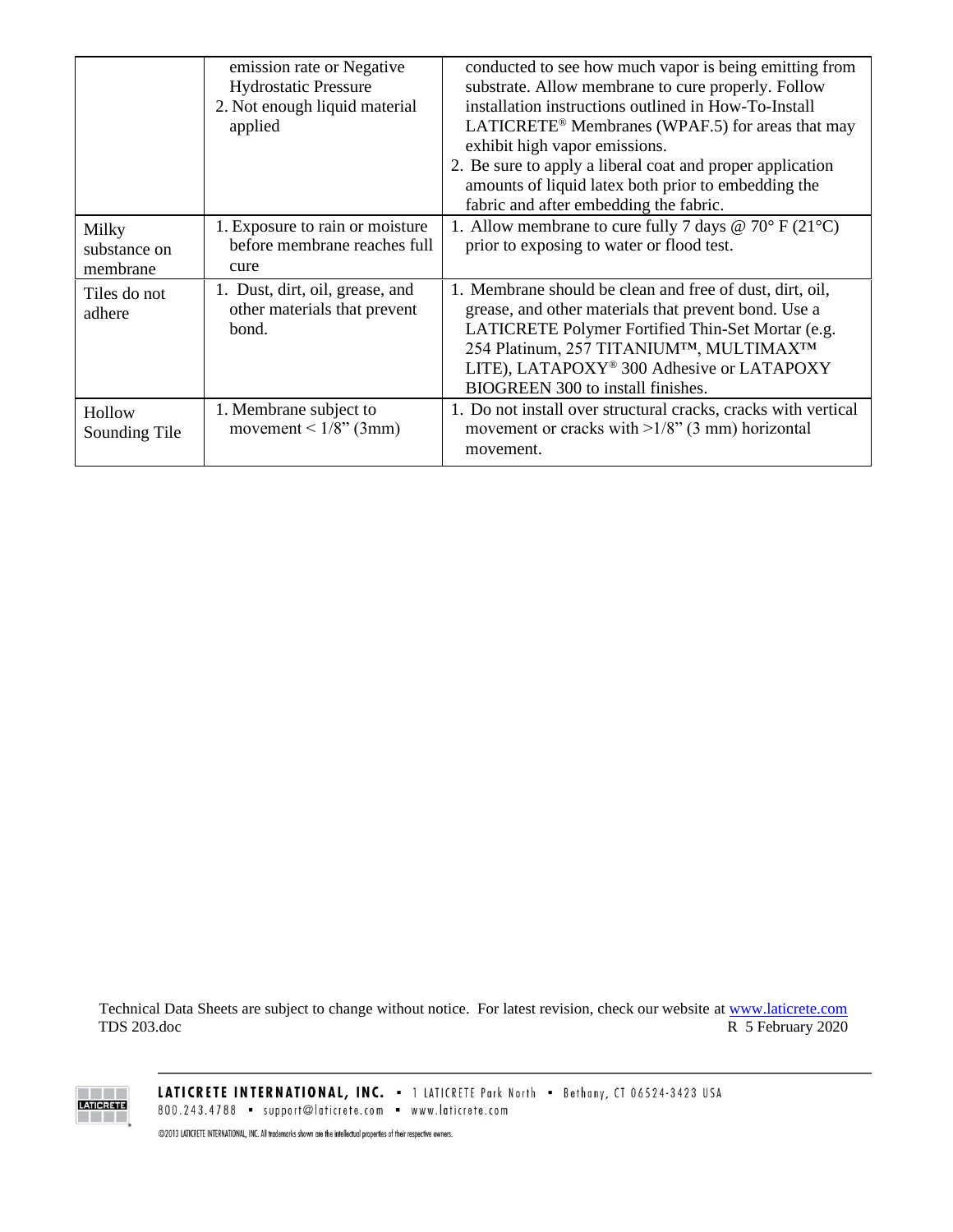| | | |
|---|---|---|
| | emission rate or Negative Hydrostatic Pressure<br>2. Not enough liquid material applied | conducted to see how much vapor is being emitting from substrate. Allow membrane to cure properly. Follow installation instructions outlined in How-To-Install LATICRETE® Membranes (WPAF.5) for areas that may exhibit high vapor emissions.<br>2. Be sure to apply a liberal coat and proper application amounts of liquid latex both prior to embedding the fabric and after embedding the fabric. |
| Milky substance on membrane | 1. Exposure to rain or moisture before membrane reaches full cure | 1. Allow membrane to cure fully 7 days @ 70° F (21°C) prior to exposing to water or flood test. |
| Tiles do not adhere | 1. Dust, dirt, oil, grease, and other materials that prevent bond. | 1. Membrane should be clean and free of dust, dirt, oil, grease, and other materials that prevent bond. Use a LATICRETE Polymer Fortified Thin-Set Mortar (e.g. 254 Platinum, 257 TITANIUM™, MULTIMAX™ LITE), LATAPOXY® 300 Adhesive or LATAPOXY BIOGREEN 300 to install finishes. |
| Hollow Sounding Tile | 1. Membrane subject to movement < 1/8" (3mm) | 1. Do not install over structural cracks, cracks with vertical movement or cracks with >1/8" (3 mm) horizontal movement. |

Technical Data Sheets are subject to change without notice. For latest revision, check our website at www.laticrete.com
TDS 203.doc R 5 February 2020

**LATICRETE INTERNATIONAL, INC.** ▪ 1 LATICRETE Park North ▪ Bethany, CT 06524-3423 USA
800.243.4788 ▪ support@laticrete.com ▪ www.laticrete.com

©2013 LATICRETE INTERNATIONAL, INC. All trademarks shown are the intellectual properties of their respective owners.